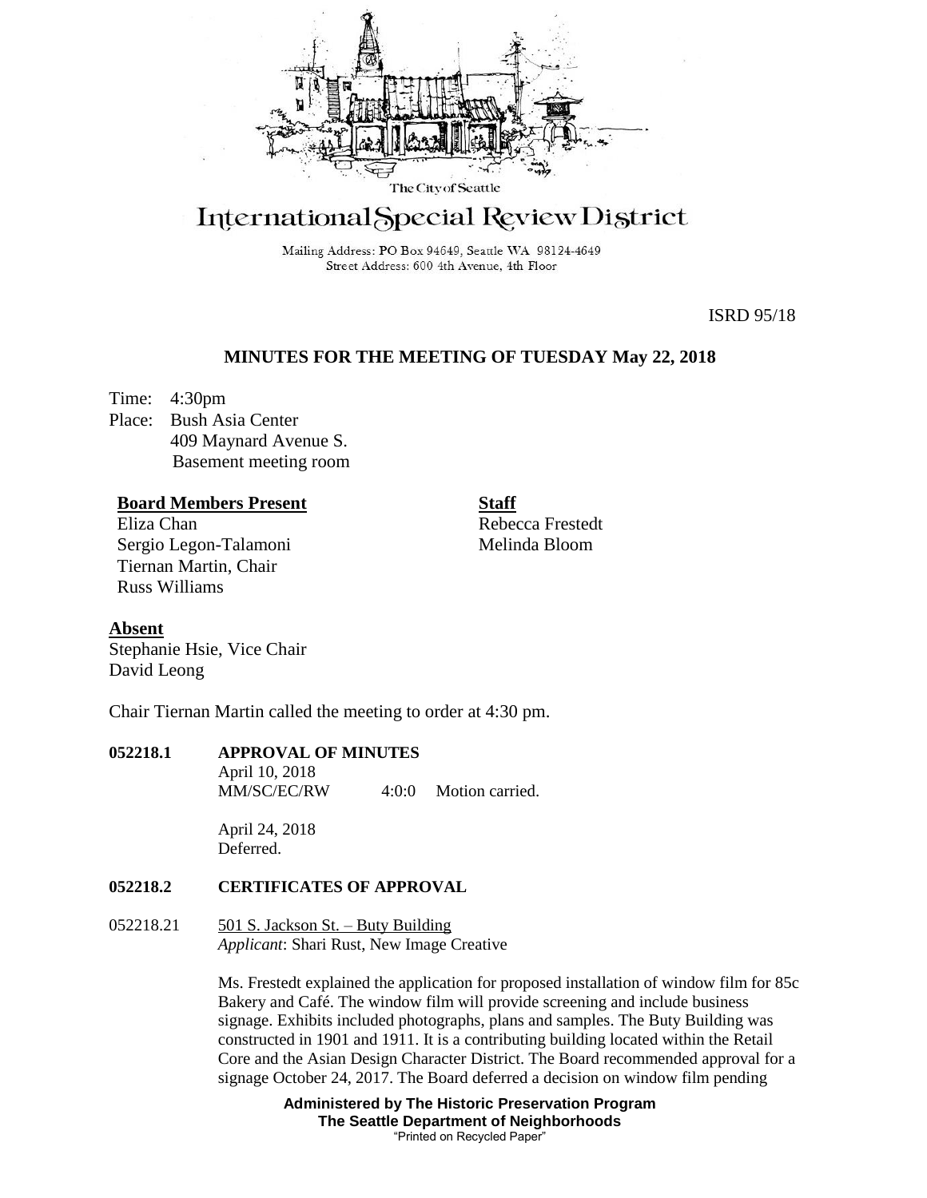The City of Seattle

# International Special Review District

Mailing Address: PO Box 94649, Seattle WA 98124-4649
Street Address: 600 4th Avenue, 4th Floor

ISRD 95/18

## MINUTES FOR THE MEETING OF TUESDAY May 22, 2018

Time: 4:30pm
Place: Bush Asia Center
409 Maynard Avenue S.
Basement meeting room

**Board Members Present**
Eliza Chan
Sergio Legon-Talamoni
Tiernan Martin, Chair
Russ Williams

**Staff**
Rebecca Frestedt
Melinda Bloom

**Absent**
Stephanie Hsie, Vice Chair
David Leong

Chair Tiernan Martin called the meeting to order at 4:30 pm.

**052218.1 APPROVAL OF MINUTES**

April 10, 2018
MM/SC/EC/RW 4:0:0 Motion carried.

April 24, 2018
Deferred.

**052218.2 CERTIFICATES OF APPROVAL**

052218.21 501 S. Jackson St. – Buty Building
*Applicant*: Shari Rust, New Image Creative

Ms. Frestedt explained the application for proposed installation of window film for 85c Bakery and Café. The window film will provide screening and include business signage. Exhibits included photographs, plans and samples. The Buty Building was constructed in 1901 and 1911. It is a contributing building located within the Retail Core and the Asian Design Character District. The Board recommended approval for a signage October 24, 2017. The Board deferred a decision on window film pending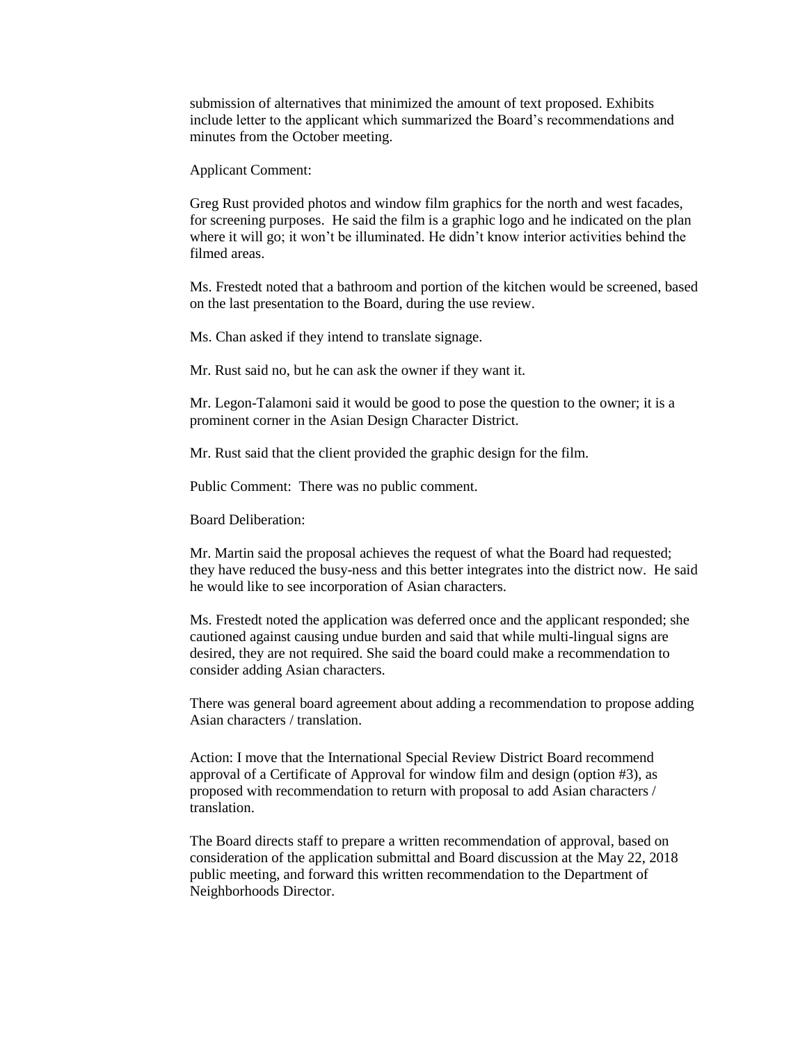submission of alternatives that minimized the amount of text proposed. Exhibits include letter to the applicant which summarized the Board's recommendations and minutes from the October meeting.

Applicant Comment:

Greg Rust provided photos and window film graphics for the north and west facades, for screening purposes. He said the film is a graphic logo and he indicated on the plan where it will go; it won't be illuminated. He didn't know interior activities behind the filmed areas.

Ms. Frestedt noted that a bathroom and portion of the kitchen would be screened, based on the last presentation to the Board, during the use review.

Ms. Chan asked if they intend to translate signage.

Mr. Rust said no, but he can ask the owner if they want it.

Mr. Legon-Talamoni said it would be good to pose the question to the owner; it is a prominent corner in the Asian Design Character District.

Mr. Rust said that the client provided the graphic design for the film.

Public Comment: There was no public comment.

Board Deliberation:

Mr. Martin said the proposal achieves the request of what the Board had requested; they have reduced the busy-ness and this better integrates into the district now. He said he would like to see incorporation of Asian characters.

Ms. Frestedt noted the application was deferred once and the applicant responded; she cautioned against causing undue burden and said that while multi-lingual signs are desired, they are not required. She said the board could make a recommendation to consider adding Asian characters.

There was general board agreement about adding a recommendation to propose adding Asian characters / translation.

Action: I move that the International Special Review District Board recommend approval of a Certificate of Approval for window film and design (option #3), as proposed with recommendation to return with proposal to add Asian characters / translation.

The Board directs staff to prepare a written recommendation of approval, based on consideration of the application submittal and Board discussion at the May 22, 2018 public meeting, and forward this written recommendation to the Department of Neighborhoods Director.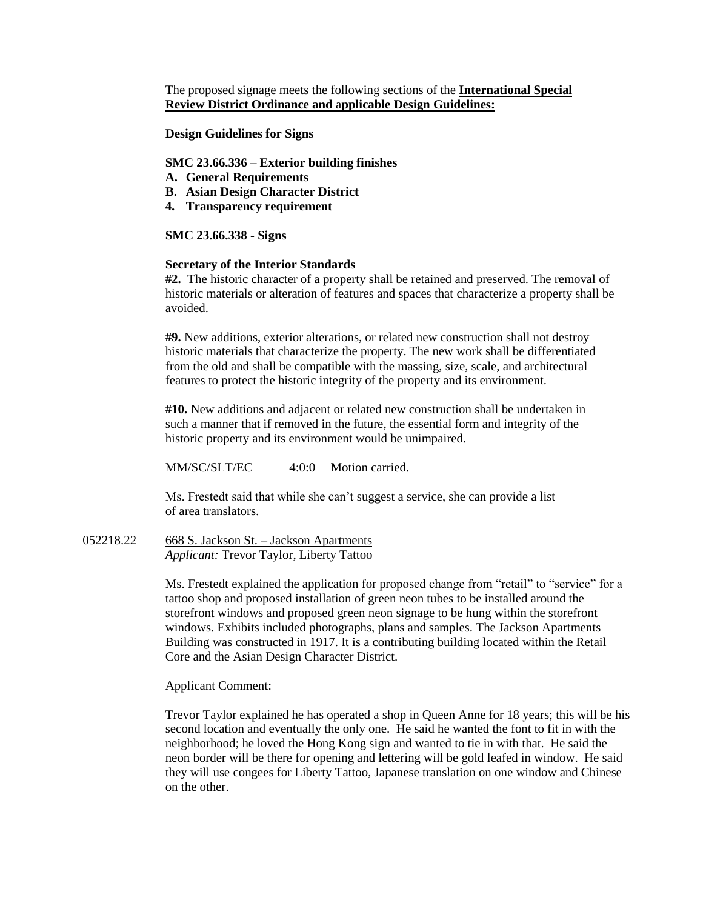The proposed signage meets the following sections of the **International Special Review District Ordinance and applicable Design Guidelines:**

**Design Guidelines for Signs**

**SMC 23.66.336 – Exterior building finishes**
**A. General Requirements**
**B. Asian Design Character District**
**4. Transparency requirement**

**SMC 23.66.338 - Signs**

**Secretary of the Interior Standards**
**#2.** The historic character of a property shall be retained and preserved. The removal of historic materials or alteration of features and spaces that characterize a property shall be avoided.

**#9.** New additions, exterior alterations, or related new construction shall not destroy historic materials that characterize the property. The new work shall be differentiated from the old and shall be compatible with the massing, size, scale, and architectural features to protect the historic integrity of the property and its environment.

**#10.** New additions and adjacent or related new construction shall be undertaken in such a manner that if removed in the future, the essential form and integrity of the historic property and its environment would be unimpaired.

MM/SC/SLT/EC 4:0:0 Motion carried.

Ms. Frestedt said that while she can't suggest a service, she can provide a list of area translators.

052218.22 668 S. Jackson St. – Jackson Apartments
*Applicant:* Trevor Taylor, Liberty Tattoo

Ms. Frestedt explained the application for proposed change from "retail" to "service" for a tattoo shop and proposed installation of green neon tubes to be installed around the storefront windows and proposed green neon signage to be hung within the storefront windows. Exhibits included photographs, plans and samples. The Jackson Apartments Building was constructed in 1917. It is a contributing building located within the Retail Core and the Asian Design Character District.

Applicant Comment:

Trevor Taylor explained he has operated a shop in Queen Anne for 18 years; this will be his second location and eventually the only one. He said he wanted the font to fit in with the neighborhood; he loved the Hong Kong sign and wanted to tie in with that. He said the neon border will be there for opening and lettering will be gold leafed in window. He said they will use congees for Liberty Tattoo, Japanese translation on one window and Chinese on the other.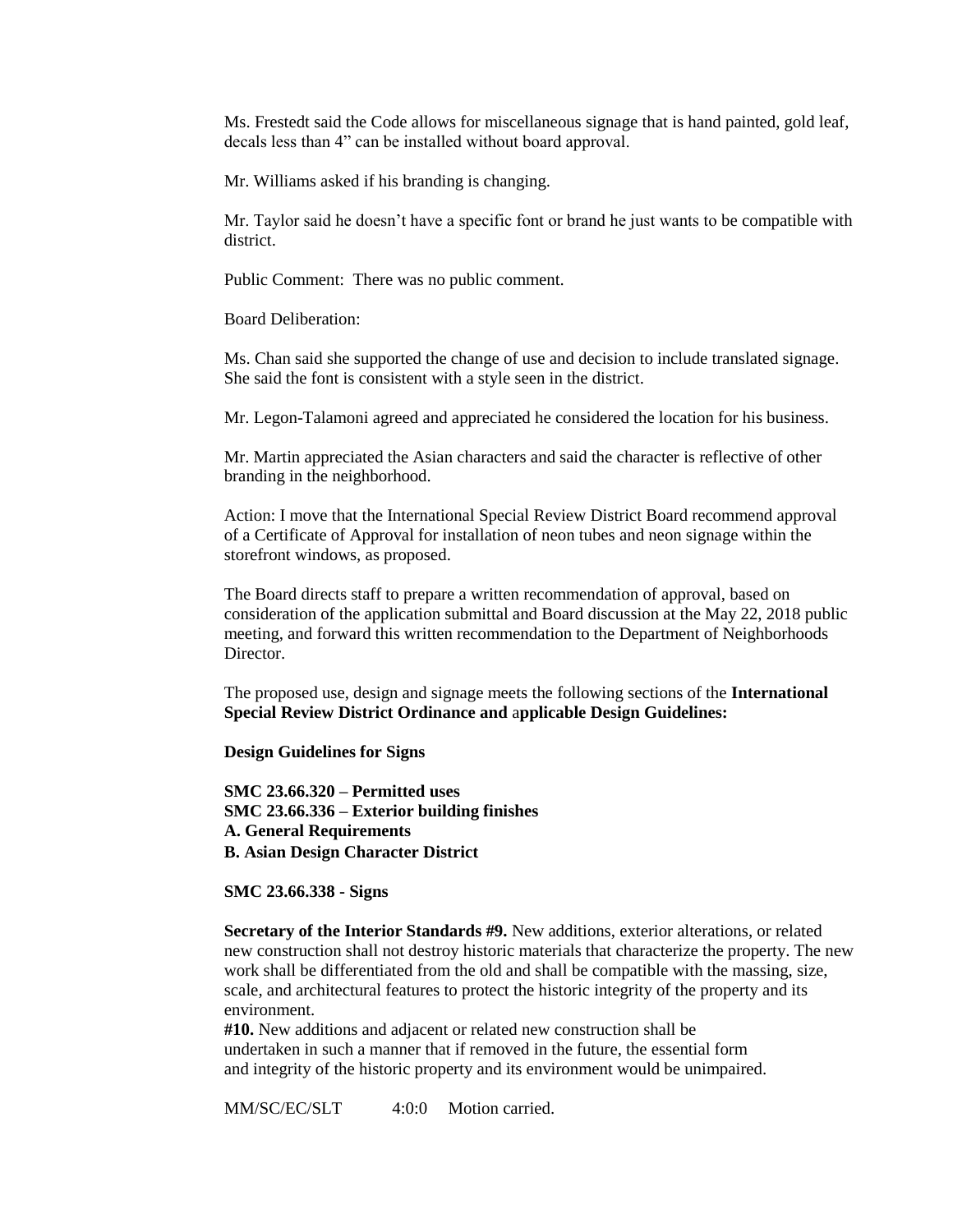Ms. Frestedt said the Code allows for miscellaneous signage that is hand painted, gold leaf, decals less than 4" can be installed without board approval.

Mr. Williams asked if his branding is changing.

Mr. Taylor said he doesn't have a specific font or brand he just wants to be compatible with district.

Public Comment: There was no public comment.

Board Deliberation:

Ms. Chan said she supported the change of use and decision to include translated signage. She said the font is consistent with a style seen in the district.

Mr. Legon-Talamoni agreed and appreciated he considered the location for his business.

Mr. Martin appreciated the Asian characters and said the character is reflective of other branding in the neighborhood.

Action: I move that the International Special Review District Board recommend approval of a Certificate of Approval for installation of neon tubes and neon signage within the storefront windows, as proposed.

The Board directs staff to prepare a written recommendation of approval, based on consideration of the application submittal and Board discussion at the May 22, 2018 public meeting, and forward this written recommendation to the Department of Neighborhoods Director.

The proposed use, design and signage meets the following sections of the **International Special Review District Ordinance and applicable Design Guidelines:**

**Design Guidelines for Signs**

**SMC 23.66.320 – Permitted uses**
**SMC 23.66.336 – Exterior building finishes**
**A. General Requirements**
**B. Asian Design Character District**

**SMC 23.66.338 - Signs**

**Secretary of the Interior Standards #9.** New additions, exterior alterations, or related new construction shall not destroy historic materials that characterize the property. The new work shall be differentiated from the old and shall be compatible with the massing, size, scale, and architectural features to protect the historic integrity of the property and its environment.
**#10.** New additions and adjacent or related new construction shall be undertaken in such a manner that if removed in the future, the essential form and integrity of the historic property and its environment would be unimpaired.

MM/SC/EC/SLT 4:0:0 Motion carried.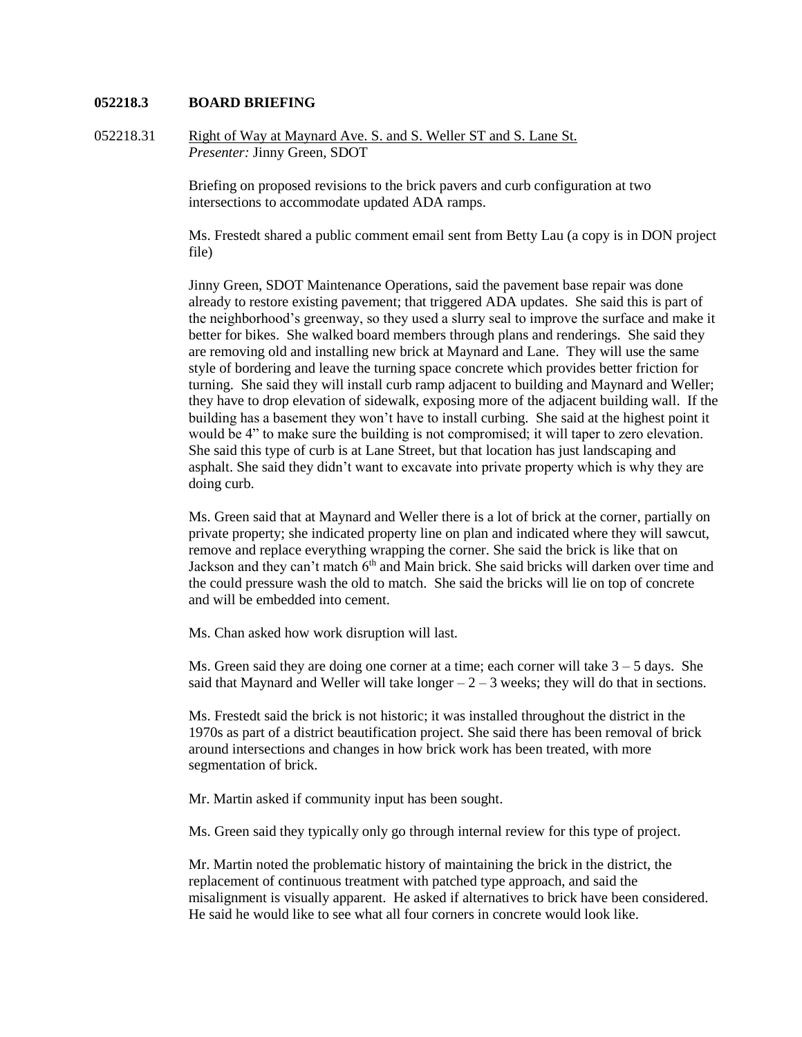**052218.3 BOARD BRIEFING**

052218.31 Right of Way at Maynard Ave. S. and S. Weller ST and S. Lane St.
*Presenter:* Jinny Green, SDOT

Briefing on proposed revisions to the brick pavers and curb configuration at two intersections to accommodate updated ADA ramps.

Ms. Frestedt shared a public comment email sent from Betty Lau (a copy is in DON project file)

Jinny Green, SDOT Maintenance Operations, said the pavement base repair was done already to restore existing pavement; that triggered ADA updates. She said this is part of the neighborhood's greenway, so they used a slurry seal to improve the surface and make it better for bikes. She walked board members through plans and renderings. She said they are removing old and installing new brick at Maynard and Lane. They will use the same style of bordering and leave the turning space concrete which provides better friction for turning. She said they will install curb ramp adjacent to building and Maynard and Weller; they have to drop elevation of sidewalk, exposing more of the adjacent building wall. If the building has a basement they won't have to install curbing. She said at the highest point it would be 4" to make sure the building is not compromised; it will taper to zero elevation. She said this type of curb is at Lane Street, but that location has just landscaping and asphalt. She said they didn't want to excavate into private property which is why they are doing curb.

Ms. Green said that at Maynard and Weller there is a lot of brick at the corner, partially on private property; she indicated property line on plan and indicated where they will sawcut, remove and replace everything wrapping the corner. She said the brick is like that on Jackson and they can't match 6th and Main brick. She said bricks will darken over time and the could pressure wash the old to match. She said the bricks will lie on top of concrete and will be embedded into cement.

Ms. Chan asked how work disruption will last.

Ms. Green said they are doing one corner at a time; each corner will take 3 – 5 days. She said that Maynard and Weller will take longer – 2 – 3 weeks; they will do that in sections.

Ms. Frestedt said the brick is not historic; it was installed throughout the district in the 1970s as part of a district beautification project. She said there has been removal of brick around intersections and changes in how brick work has been treated, with more segmentation of brick.

Mr. Martin asked if community input has been sought.

Ms. Green said they typically only go through internal review for this type of project.

Mr. Martin noted the problematic history of maintaining the brick in the district, the replacement of continuous treatment with patched type approach, and said the misalignment is visually apparent. He asked if alternatives to brick have been considered. He said he would like to see what all four corners in concrete would look like.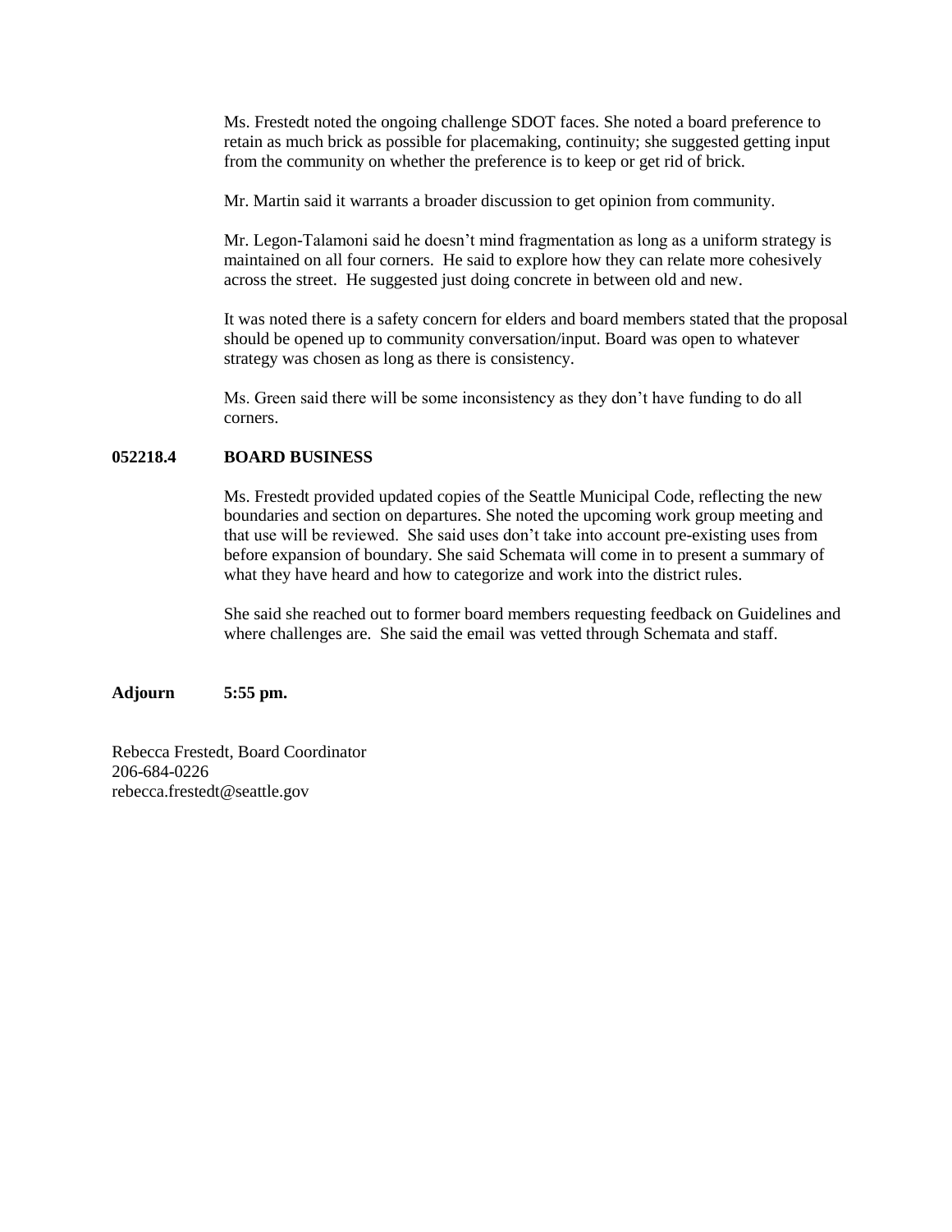Ms. Frestedt noted the ongoing challenge SDOT faces. She noted a board preference to retain as much brick as possible for placemaking, continuity; she suggested getting input from the community on whether the preference is to keep or get rid of brick.

Mr. Martin said it warrants a broader discussion to get opinion from community.

Mr. Legon-Talamoni said he doesn't mind fragmentation as long as a uniform strategy is maintained on all four corners. He said to explore how they can relate more cohesively across the street. He suggested just doing concrete in between old and new.

It was noted there is a safety concern for elders and board members stated that the proposal should be opened up to community conversation/input. Board was open to whatever strategy was chosen as long as there is consistency.

Ms. Green said there will be some inconsistency as they don't have funding to do all corners.

**052218.4 BOARD BUSINESS**

Ms. Frestedt provided updated copies of the Seattle Municipal Code, reflecting the new boundaries and section on departures. She noted the upcoming work group meeting and that use will be reviewed. She said uses don't take into account pre-existing uses from before expansion of boundary. She said Schemata will come in to present a summary of what they have heard and how to categorize and work into the district rules.

She said she reached out to former board members requesting feedback on Guidelines and where challenges are. She said the email was vetted through Schemata and staff.

**Adjourn 5:55 pm.**

Rebecca Frestedt, Board Coordinator
206-684-0226
rebecca.frestedt@seattle.gov